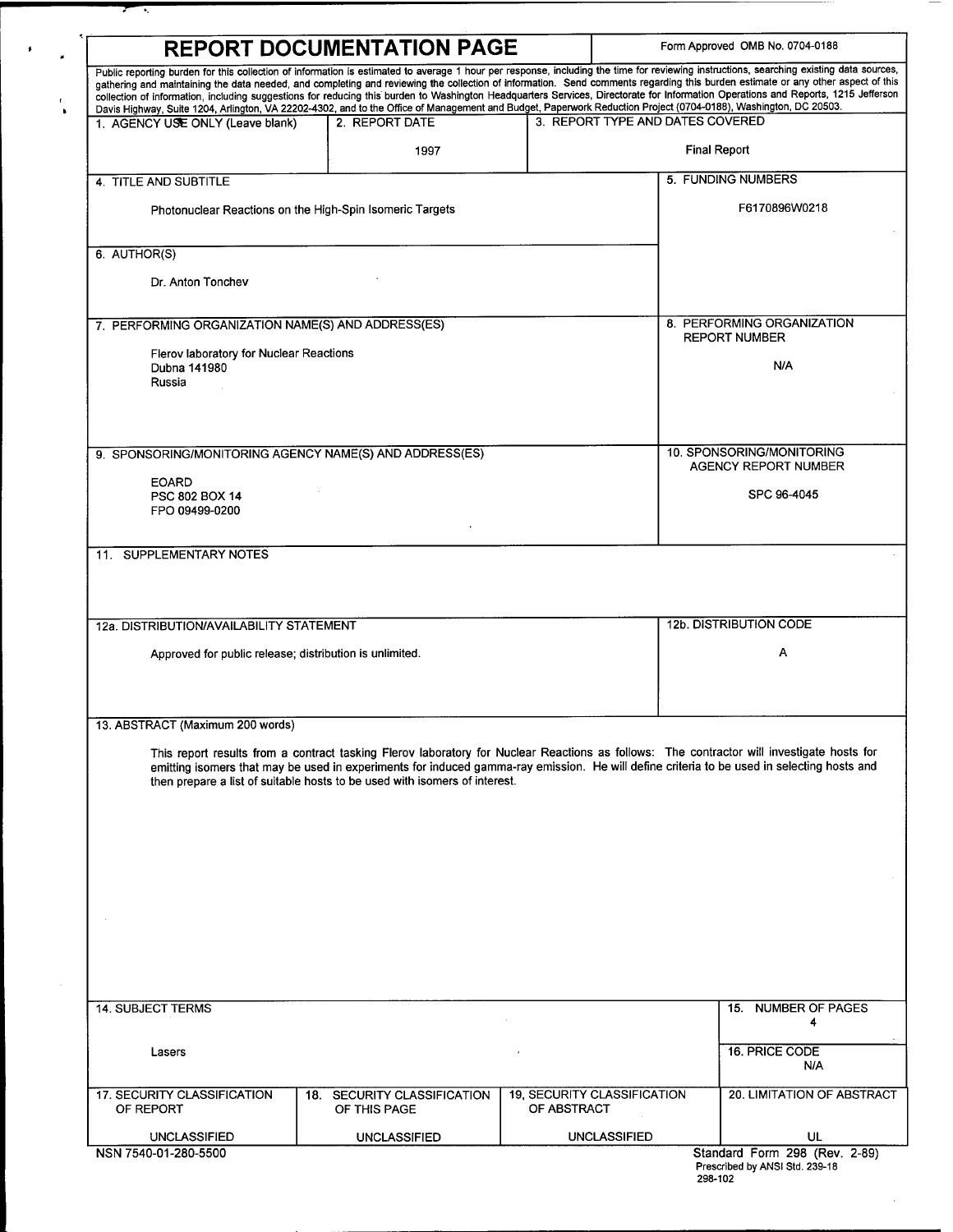# REPORT DOCUMENTATION PAGE

Form Approved OMB No. 0704-0188

Public reporting burden for this collection of information is estimated to average 1 hour per response, including the time for reviewing instructions, searching existing data sources, gathering and maintaining the data needed, and completing and reviewing the collection of information. Send comments regarding this burden estimate or any other aspect of this collection of information, including suggestions for reducing this burden to Washington Headquarters Services, Directorate for Information Operations and Reports, 1215 Jefferson Davis Highway, Suite 1204, Arlington, VA 22202-4302, and to the Office of Management and Budget, Paperwork Reduction Project (0704-0188), Washington, DC 20503.

| 1. AGENCY USE ONLY (Leave blank) | 2. REPORT DATE | 3. REPORT TYPE AND DATES COVERED |
|---|---|---|
| | 1997 | Final Report |

**4. TITLE AND SUBTITLE**

Photonuclear Reactions on the High-Spin Isomeric Targets

**5. FUNDING NUMBERS**

F6170896W0218

**6. AUTHOR(S)**

Dr. Anton Tonchev

**7. PERFORMING ORGANIZATION NAME(S) AND ADDRESS(ES)**

Flerov laboratory for Nuclear Reactions
Dubna 141980
Russia

**8. PERFORMING ORGANIZATION REPORT NUMBER**

N/A

**9. SPONSORING/MONITORING AGENCY NAME(S) AND ADDRESS(ES)**

EOARD
PSC 802 BOX 14
FPO 09499-0200

**10. SPONSORING/MONITORING AGENCY REPORT NUMBER**

SPC 96-4045

**11. SUPPLEMENTARY NOTES**

**12a. DISTRIBUTION/AVAILABILITY STATEMENT**

Approved for public release; distribution is unlimited.

**12b. DISTRIBUTION CODE**

A

**13. ABSTRACT (Maximum 200 words)**

This report results from a contract tasking Flerov laboratory for Nuclear Reactions as follows: The contractor will investigate hosts for emitting isomers that may be used in experiments for induced gamma-ray emission. He will define criteria to be used in selecting hosts and then prepare a list of suitable hosts to be used with isomers of interest.

**14. SUBJECT TERMS**

Lasers

**15. NUMBER OF PAGES**

4

**16. PRICE CODE**

N/A

| 17. SECURITY CLASSIFICATION OF REPORT | 18. SECURITY CLASSIFICATION OF THIS PAGE | 19, SECURITY CLASSIFICATION OF ABSTRACT | 20. LIMITATION OF ABSTRACT |
|---|---|---|---|
| UNCLASSIFIED | UNCLASSIFIED | UNCLASSIFIED | UL |

NSN 7540-01-280-5500

Standard Form 298 (Rev. 2-89)
Prescribed by ANSI Std. 239-18
298-102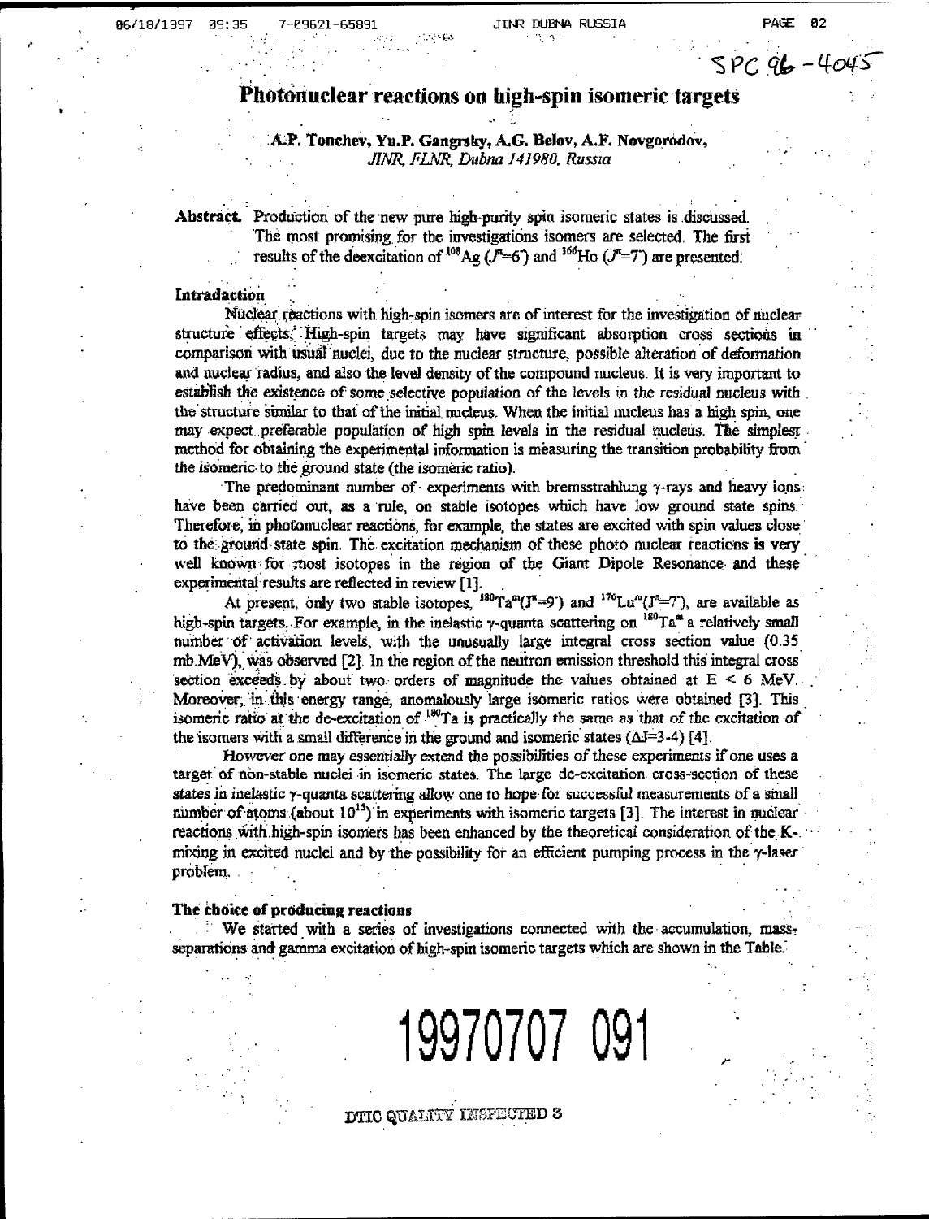# Photonuclear reactions on high-spin isomeric targets

**A.P. Tonchev, Yu.P. Gangrsky, A.G. Belov, A.F. Novgorodov,**
*JINR, FLNR, Dubna 141980, Russia*

**Abstract.** Production of the new pure high-purity spin isomeric states is discussed. The most promising for the investigations isomers are selected. The first results of the deexcitation of $^{108}$Ag ($J^{\pi}$=6$^{-}$) and $^{166}$Ho ($J^{\pi}$=7$^{-}$) are presented.

### Intraduction

Nuclear reactions with high-spin isomers are of interest for the investigation of nuclear structure effects. High-spin targets may have significant absorption cross sections in comparison with usual nuclei, due to the nuclear structure, possible alteration of deformation and nuclear radius, and also the level density of the compound nucleus. It is very important to establish the existence of some selective population of the levels in the residual nucleus with the structure similar to that of the initial nucleus. When the initial nucleus has a high spin, one may expect preferable population of high spin levels in the residual nucleus. The simplest method for obtaining the experimental information is measuring the transition probability from the isomeric to the ground state (the isomeric ratio).

The predominant number of experiments with bremsstrahlung γ-rays and heavy ions have been carried out, as a rule, on stable isotopes which have low ground state spins. Therefore, in photonuclear reactions, for example, the states are excited with spin values close to the ground state spin. The excitation mechanism of these photo nuclear reactions is very well known for most isotopes in the region of the Giant Dipole Resonance and these experimental results are reflected in review [1].

At present, only two stable isotopes, $^{180}$Ta$^{m}$($J^{\pi}$=9$^{-}$) and $^{176}$Lu$^{m}$($J^{\pi}$=7$^{-}$), are available as high-spin targets. For example, in the inelastic γ-quanta scattering on $^{180}$Ta$^{m}$ a relatively small number of activation levels, with the unusually large integral cross section value (0.35 mb.MeV), was observed [2]. In the region of the neutron emission threshold this integral cross section exceeds by about two orders of magnitude the values obtained at $E < 6$ MeV. Moreover, in this energy range, anomalously large isomeric ratios were obtained [3]. This isomeric ratio at the de-excitation of $^{180}$Ta is practically the same as that of the excitation of the isomers with a small difference in the ground and isomeric states ($\Delta J$=3-4) [4].

However one may essentially extend the possibilities of these experiments if one uses a target of non-stable nuclei in isomeric states. The large de-excitation cross-section of these states in inelastic γ-quanta scattering allow one to hope for successful measurements of a small number of atoms (about $10^{15}$) in experiments with isomeric targets [3]. The interest in nuclear reactions with high-spin isomers has been enhanced by the theoretical consideration of the K-mixing in excited nuclei and by the possibility for an efficient pumping process in the γ-laser problem.

### The choice of producing reactions

We started with a series of investigations connected with the accumulation, mass-separations and gamma excitation of high-spin isomeric targets which are shown in the Table.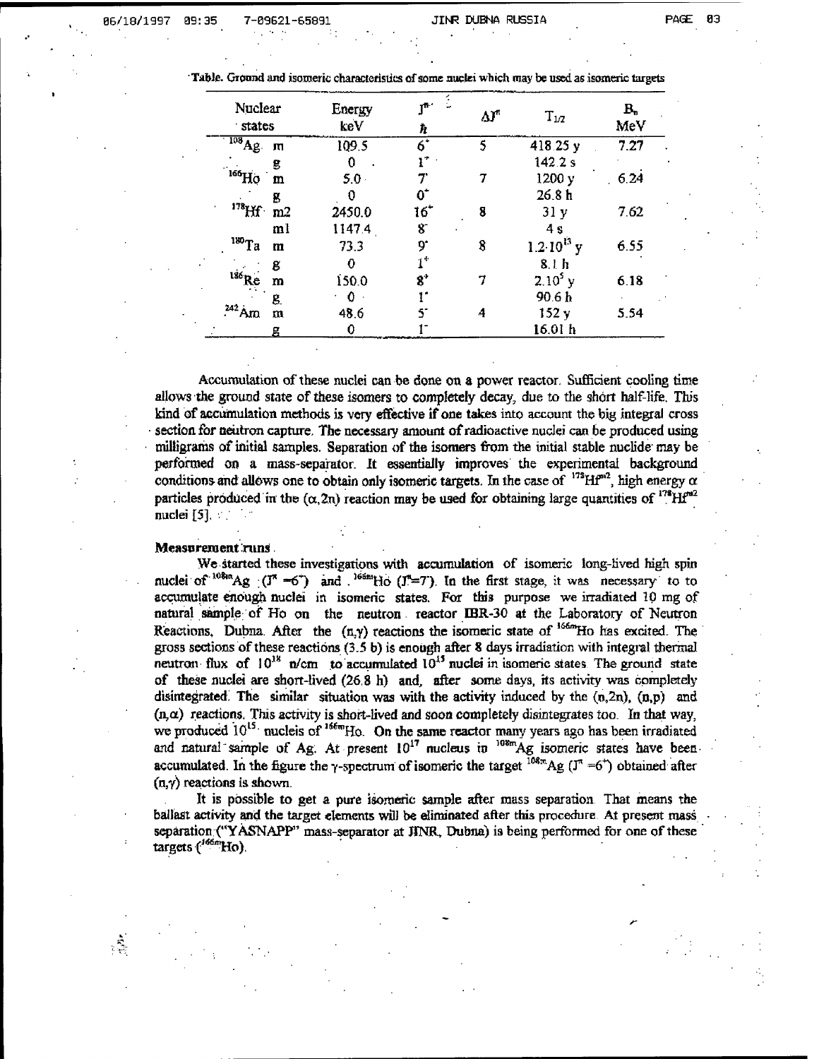Table. Ground and isomeric characteristics of some nuclei which may be used as isomeric targets

| Nuclear states | | Energy keV | $J^{\pi}$ $\hbar$ | $\Delta J^{\pi}$ | $T_{1/2}$ | $B_n$ MeV |
|---|---|---|---|---|---|---|
| $^{108}$Ag | m | 109.5 | $6^+$ | 5 | 418.25 y | 7.27 |
| | g | 0 | $1^+$ | | 142.2 s | |
| $^{166}$Ho | m | 5.0 | $7^-$ | 7 | 1200 y | 6.24 |
| | g | 0 | $0^-$ | | 26.8 h | |
| $^{178}$Hf | m2 | 2450.0 | $16^+$ | 8 | 31 y | 7.62 |
| | m1 | 1147.4 | $8^-$ | | 4 s | |
| $^{180}$Ta | m | 73.3 | $9^-$ | 8 | $1.2 \cdot 10^{15}$ y | 6.55 |
| | g | 0 | $1^+$ | | 8.1 h | |
| $^{186}$Re | m | 150.0 | $8^+$ | 7 | $2.10^5$ y | 6.18 |
| | g | 0 | $1^-$ | | 90.6 h | |
| $^{242}$Am | m | 48.6 | $5^-$ | 4 | 152 y | 5.54 |
| | g | 0 | $1^-$ | | 16.01 h | |

Accumulation of these nuclei can be done on a power reactor. Sufficient cooling time allows the ground state of these isomers to completely decay, due to the short half-life. This kind of accumulation methods is very effective if one takes into account the big integral cross section for neutron capture. The necessary amount of radioactive nuclei can be produced using milligrams of initial samples. Separation of the isomers from the initial stable nuclide may be performed on a mass-separator. It essentially improves the experimental background conditions and allows one to obtain only isomeric targets. In the case of $^{178}$Hf$^{m2}$, high energy $\alpha$ particles produced in the $(\alpha,2n)$ reaction may be used for obtaining large quantities of $^{178}$Hf$^{m2}$ nuclei [5].

**Measurement runs**

We started these investigations with accumulation of isomeric long-lived high spin nuclei of $^{108m}$Ag ($J^{\pi}=6^-$) and $^{166m}$Ho ($J^{\pi}=7^-$). In the first stage, it was necessary to to accumulate enough nuclei in isomeric states. For this purpose we irradiated 10 mg of natural sample of Ho on the neutron reactor IBR-30 at the Laboratory of Neutron Reactions, Dubna. After the $(n,\gamma)$ reactions the isomeric state of $^{166m}$Ho has excited. The gross sections of these reactions (3.5 b) is enough after 8 days irradiation with integral thermal neutron flux of $10^{18}$ n/cm to accumulated $10^{15}$ nuclei in isomeric states. The ground state of these nuclei are short-lived (26.8 h) and, after some days, its activity was completely disintegrated. The similar situation was with the activity induced by the $(n,2n)$, $(n,p)$ and $(n,\alpha)$ reactions. This activity is short-lived and soon completely disintegrates too. In that way, we produced $10^{15}$ nucleis of $^{166m}$Ho. On the same reactor many years ago has been irradiated and natural sample of Ag. At present $10^{17}$ nucleus in $^{108m}$Ag isomeric states have been accumulated. In the figure the $\gamma$-spectrum of isomeric the target $^{108m}$Ag ($J^{\pi}=6^+$) obtained after $(n,\gamma)$ reactions is shown.

It is possible to get a pure isomeric sample after mass separation. That means the ballast activity and the target elements will be eliminated after this procedure. At present mass separation ("YASNAPP" mass-separator at JINR, Dubna) is being performed for one of these targets ($^{166m}$Ho).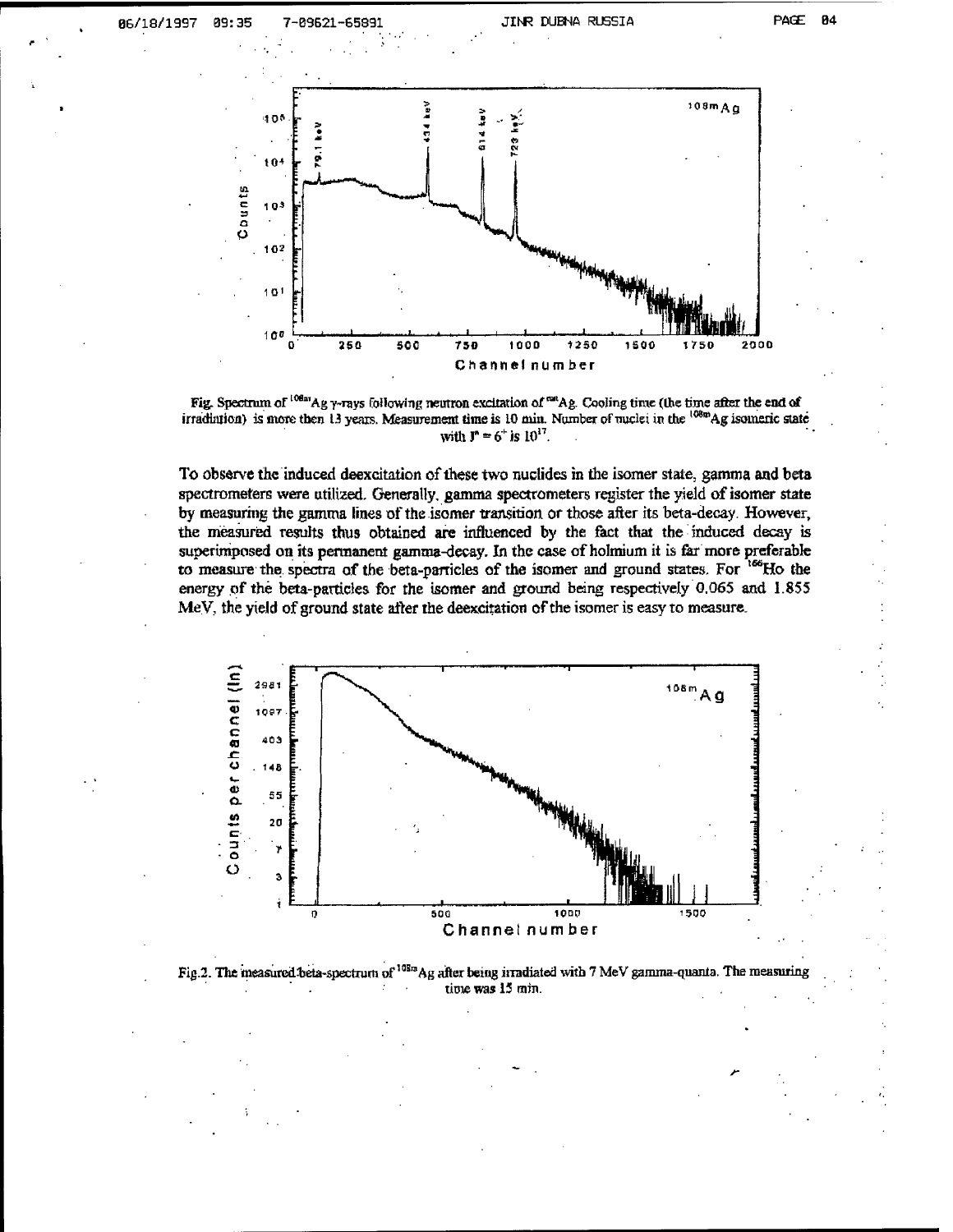Fig. Spectrum of $^{108m}Ag$ γ-rays following neutron excitation of $^{nat}Ag$. Cooling time (the time after the end of irradiation) is more then 13 years. Measurement time is 10 min. Number of nuclei in the $^{108m}Ag$ isomeric state with $J^{\pi} = 6^{+}$ is $10^{17}$.

To observe the induced deexcitation of these two nuclides in the isomer state, gamma and beta spectrometers were utilized. Generally, gamma spectrometers register the yield of isomer state by measuring the gamma lines of the isomer transition or those after its beta-decay. However, the measured results thus obtained are influenced by the fact that the induced decay is superimposed on its permanent gamma-decay. In the case of holmium it is far more preferable to measure the spectra of the beta-particles of the isomer and ground states. For $^{166}Ho$ the energy of the beta-particles for the isomer and ground being respectively 0.065 and 1.855 MeV, the yield of ground state after the deexcitation of the isomer is easy to measure.

Fig.2. The measured beta-spectrum of $^{108m}Ag$ after being irradiated with 7 MeV gamma-quanta. The measuring time was 15 min.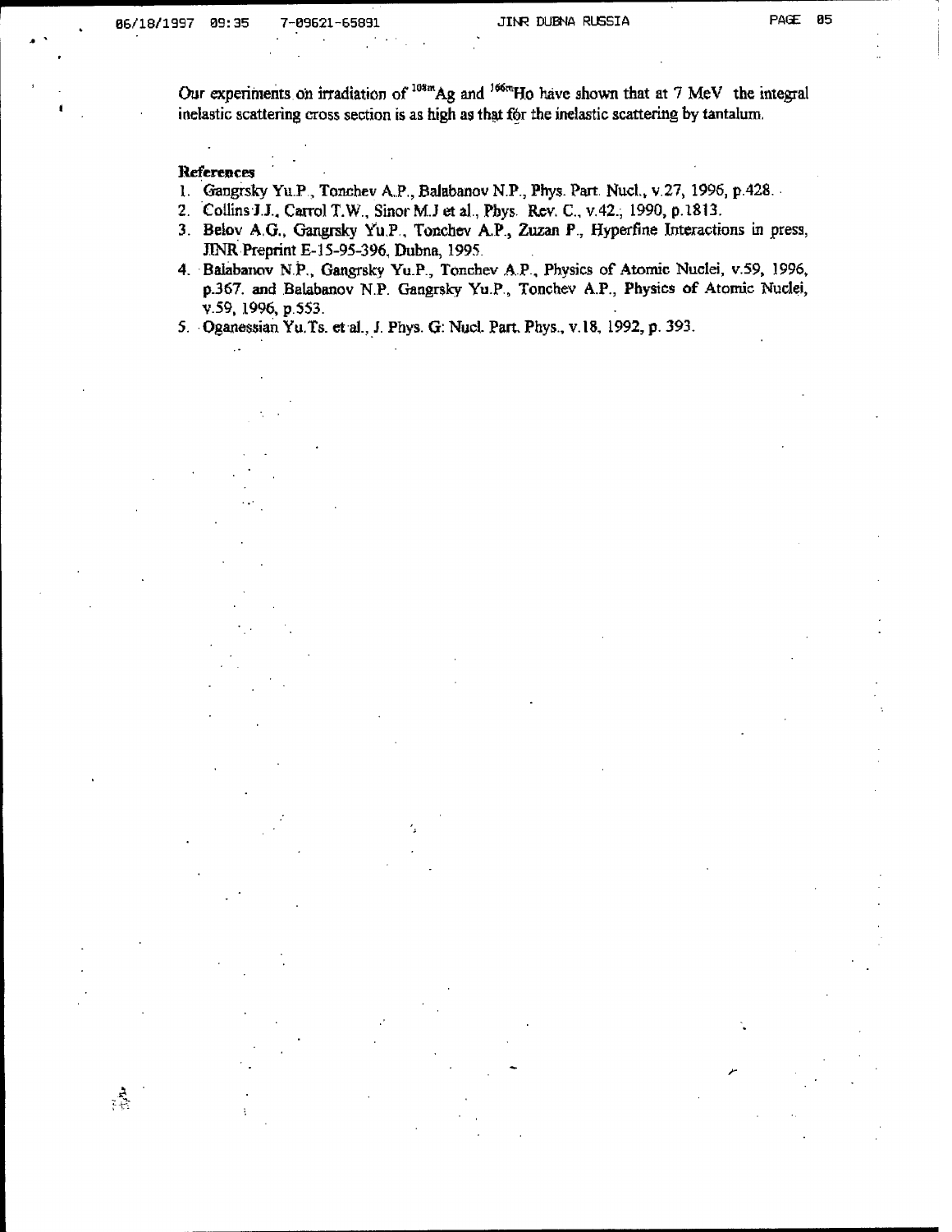Our experiments on irradiation of $^{108m}$Ag and $^{166m}$Ho have shown that at 7 MeV the integral inelastic scattering cross section is as high as that for the inelastic scattering by tantalum.

**References**

1. Gangrsky Yu.P., Tonchev A.P., Balabanov N.P., Phys. Part. Nucl., v.27, 1996, p.428.
2. Collins J.J., Carrol T.W., Sinor M.J et al., Phys. Rev. C., v.42., 1990, p.1813.
3. Belov A.G., Gangrsky Yu.P., Tonchev A.P., Zuzan P., Hyperfine Interactions in press, JINR Preprint E-15-95-396, Dubna, 1995.
4. Balabanov N.P., Gangrsky Yu.P., Tonchev A.P., Physics of Atomic Nuclei, v.59, 1996, p.367. and Balabanov N.P. Gangrsky Yu.P., Tonchev A.P., Physics of Atomic Nuclei, v.59, 1996, p.553.
5. Oganessian Yu.Ts. et al., J. Phys. G: Nucl. Part. Phys., v.18, 1992, p. 393.